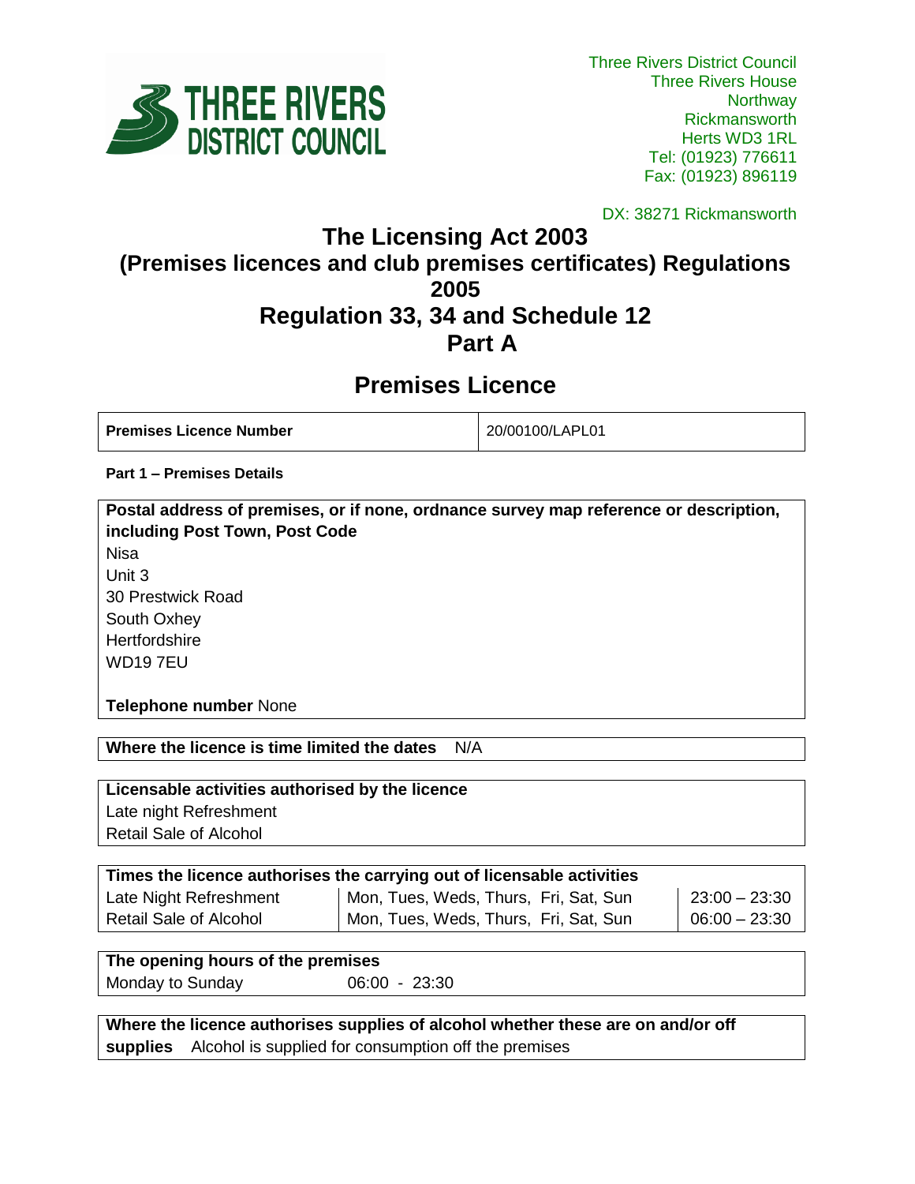Three Rivers District Council
Three Rivers House
Northway
Rickmansworth
Herts WD3 1RL
Tel: (01923) 776611
Fax: (01923) 896119

DX: 38271 Rickmansworth

# The Licensing Act 2003
# (Premises licences and club premises certificates) Regulations 2005
# Regulation 33, 34 and Schedule 12
# Part A

## Premises Licence

| Premises Licence Number | 20/00100/LAPL01 |
| --- | --- |

**Part 1 – Premises Details**

**Postal address of premises, or if none, ordnance survey map reference or description, including Post Town, Post Code**

Nisa
Unit 3
30 Prestwick Road
South Oxhey
Hertfordshire
WD19 7EU

**Telephone number** None

**Where the licence is time limited the dates** N/A

**Licensable activities authorised by the licence**

Late night Refreshment
Retail Sale of Alcohol

| Times the licence authorises the carrying out of licensable activities | | |
| --- | --- | --- |
| Late Night Refreshment | Mon, Tues, Weds, Thurs, Fri, Sat, Sun | 23:00 – 23:30 |
| Retail Sale of Alcohol | Mon, Tues, Weds, Thurs, Fri, Sat, Sun | 06:00 – 23:30 |

| The opening hours of the premises | |
| --- | --- |
| Monday to Sunday | 06:00 - 23:30 |

**Where the licence authorises supplies of alcohol whether these are on and/or off supplies** Alcohol is supplied for consumption off the premises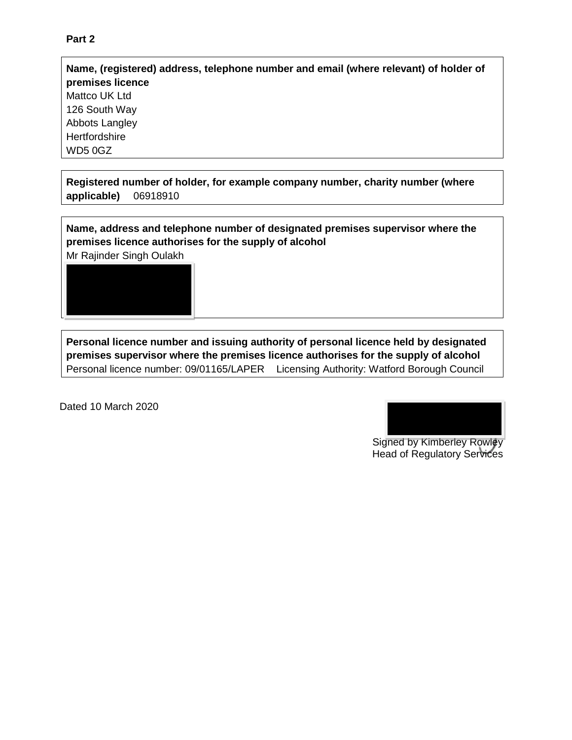**Part 2**

**Name, (registered) address, telephone number and email (where relevant) of holder of premises licence**

Mattco UK Ltd
126 South Way
Abbots Langley
Hertfordshire
WD5 0GZ

**Registered number of holder, for example company number, charity number (where applicable)** 06918910

**Name, address and telephone number of designated premises supervisor where the premises licence authorises for the supply of alcohol**

Mr Rajinder Singh Oulakh

**Personal licence number and issuing authority of personal licence held by designated premises supervisor where the premises licence authorises for the supply of alcohol**

Personal licence number: 09/01165/LAPER Licensing Authority: Watford Borough Council

Dated 10 March 2020

Signed by Kimberley Rowley
Head of Regulatory Services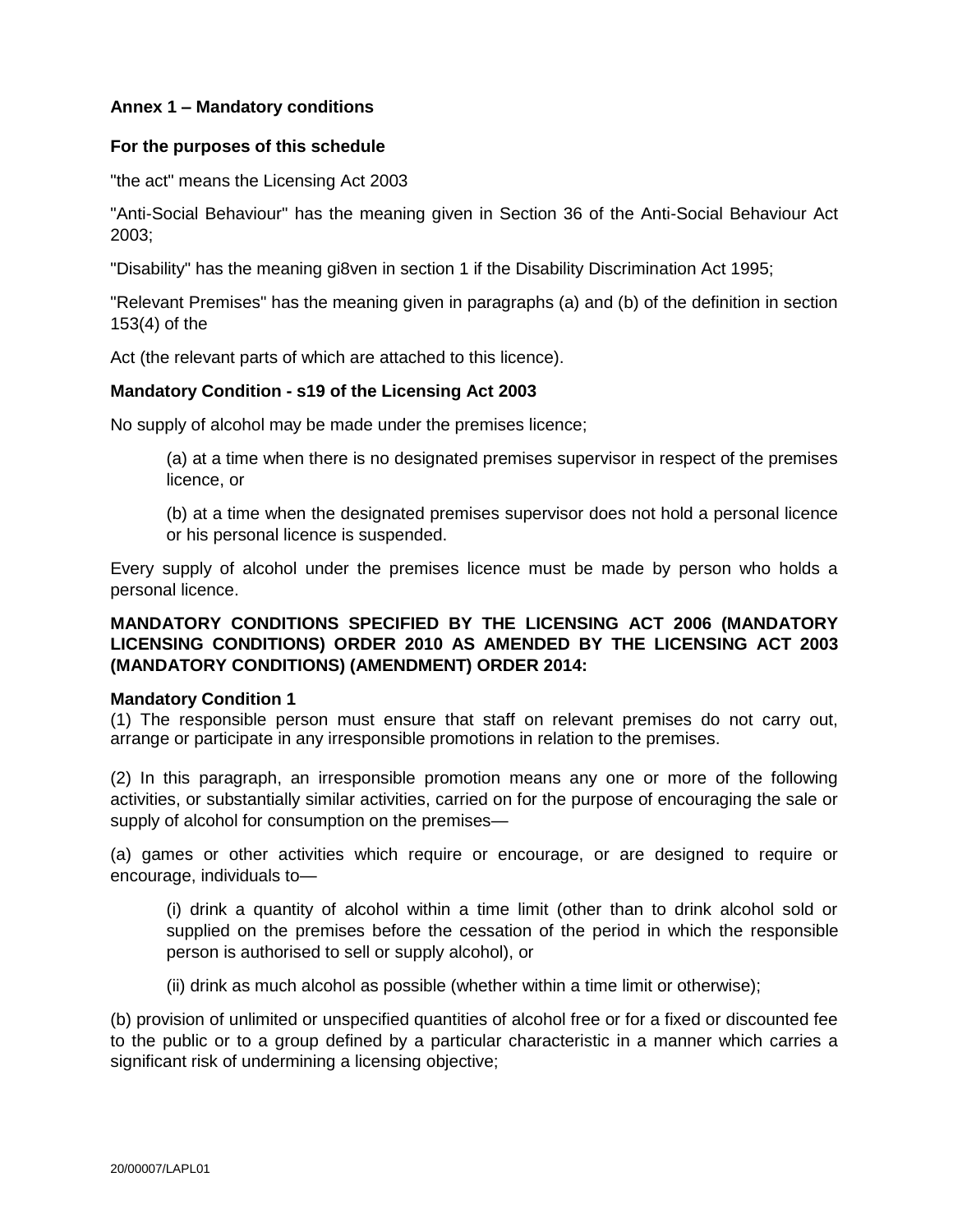**Annex 1 – Mandatory conditions**

**For the purposes of this schedule**

"the act" means the Licensing Act 2003

"Anti-Social Behaviour" has the meaning given in Section 36 of the Anti-Social Behaviour Act 2003;

"Disability" has the meaning gi8ven in section 1 if the Disability Discrimination Act 1995;

"Relevant Premises" has the meaning given in paragraphs (a) and (b) of the definition in section 153(4) of the

Act (the relevant parts of which are attached to this licence).

**Mandatory Condition - s19 of the Licensing Act 2003**

No supply of alcohol may be made under the premises licence;

(a) at a time when there is no designated premises supervisor in respect of the premises licence, or

(b) at a time when the designated premises supervisor does not hold a personal licence or his personal licence is suspended.

Every supply of alcohol under the premises licence must be made by person who holds a personal licence.

**MANDATORY CONDITIONS SPECIFIED BY THE LICENSING ACT 2006 (MANDATORY LICENSING CONDITIONS) ORDER 2010 AS AMENDED BY THE LICENSING ACT 2003 (MANDATORY CONDITIONS) (AMENDMENT) ORDER 2014:**

**Mandatory Condition 1**

(1) The responsible person must ensure that staff on relevant premises do not carry out, arrange or participate in any irresponsible promotions in relation to the premises.

(2) In this paragraph, an irresponsible promotion means any one or more of the following activities, or substantially similar activities, carried on for the purpose of encouraging the sale or supply of alcohol for consumption on the premises—

(a) games or other activities which require or encourage, or are designed to require or encourage, individuals to—

(i) drink a quantity of alcohol within a time limit (other than to drink alcohol sold or supplied on the premises before the cessation of the period in which the responsible person is authorised to sell or supply alcohol), or

(ii) drink as much alcohol as possible (whether within a time limit or otherwise);

(b) provision of unlimited or unspecified quantities of alcohol free or for a fixed or discounted fee to the public or to a group defined by a particular characteristic in a manner which carries a significant risk of undermining a licensing objective;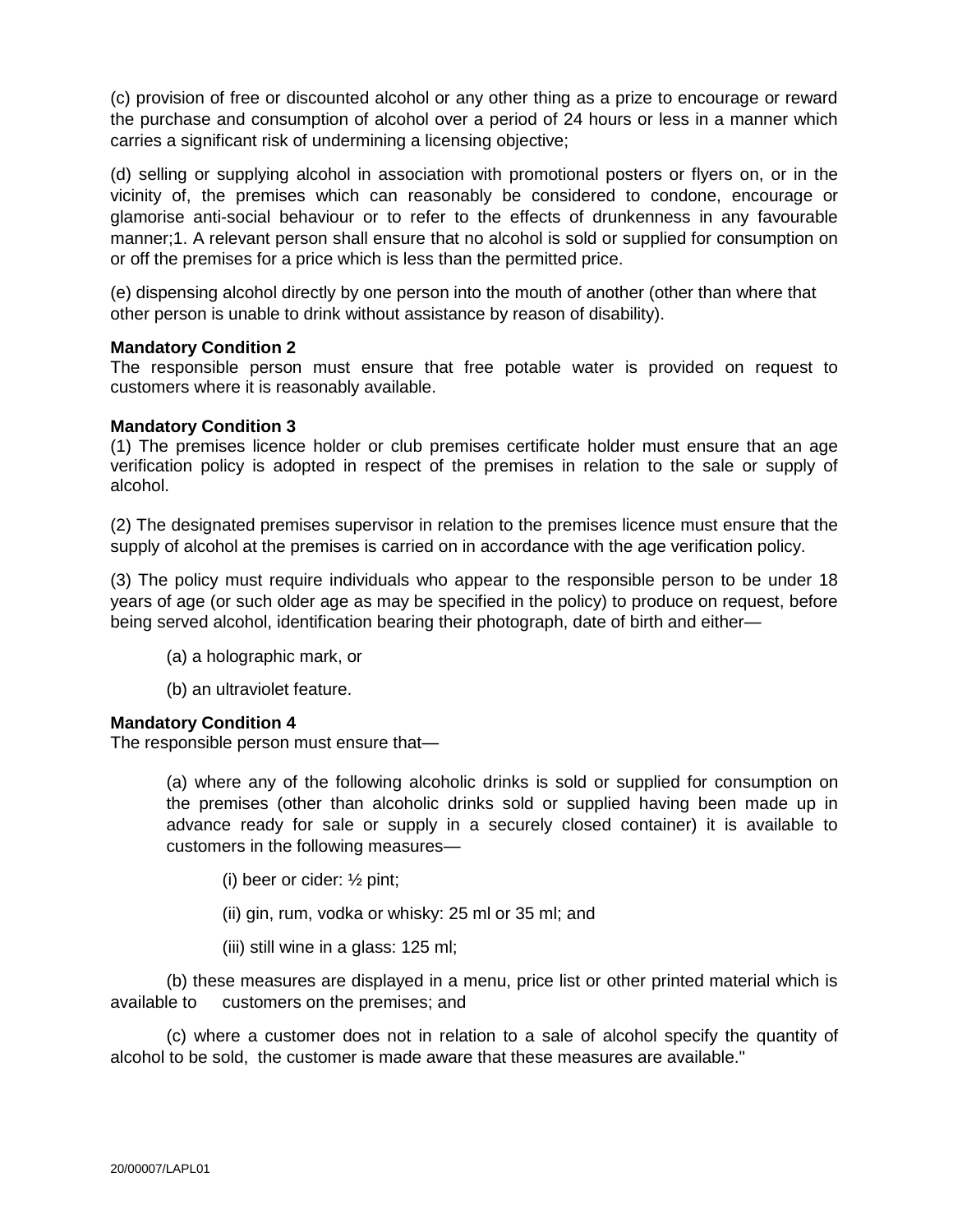(c) provision of free or discounted alcohol or any other thing as a prize to encourage or reward the purchase and consumption of alcohol over a period of 24 hours or less in a manner which carries a significant risk of undermining a licensing objective;

(d) selling or supplying alcohol in association with promotional posters or flyers on, or in the vicinity of, the premises which can reasonably be considered to condone, encourage or glamorise anti-social behaviour or to refer to the effects of drunkenness in any favourable manner;1. A relevant person shall ensure that no alcohol is sold or supplied for consumption on or off the premises for a price which is less than the permitted price.

(e) dispensing alcohol directly by one person into the mouth of another (other than where that other person is unable to drink without assistance by reason of disability).

**Mandatory Condition 2**
The responsible person must ensure that free potable water is provided on request to customers where it is reasonably available.

**Mandatory Condition 3**
(1) The premises licence holder or club premises certificate holder must ensure that an age verification policy is adopted in respect of the premises in relation to the sale or supply of alcohol.

(2) The designated premises supervisor in relation to the premises licence must ensure that the supply of alcohol at the premises is carried on in accordance with the age verification policy.

(3) The policy must require individuals who appear to the responsible person to be under 18 years of age (or such older age as may be specified in the policy) to produce on request, before being served alcohol, identification bearing their photograph, date of birth and either—

(a) a holographic mark, or

(b) an ultraviolet feature.

**Mandatory Condition 4**
The responsible person must ensure that—

(a) where any of the following alcoholic drinks is sold or supplied for consumption on the premises (other than alcoholic drinks sold or supplied having been made up in advance ready for sale or supply in a securely closed container) it is available to customers in the following measures—

(i) beer or cider: ½ pint;

(ii) gin, rum, vodka or whisky: 25 ml or 35 ml; and

(iii) still wine in a glass: 125 ml;

(b) these measures are displayed in a menu, price list or other printed material which is available to customers on the premises; and

(c) where a customer does not in relation to a sale of alcohol specify the quantity of alcohol to be sold, the customer is made aware that these measures are available."

20/00007/LAPL01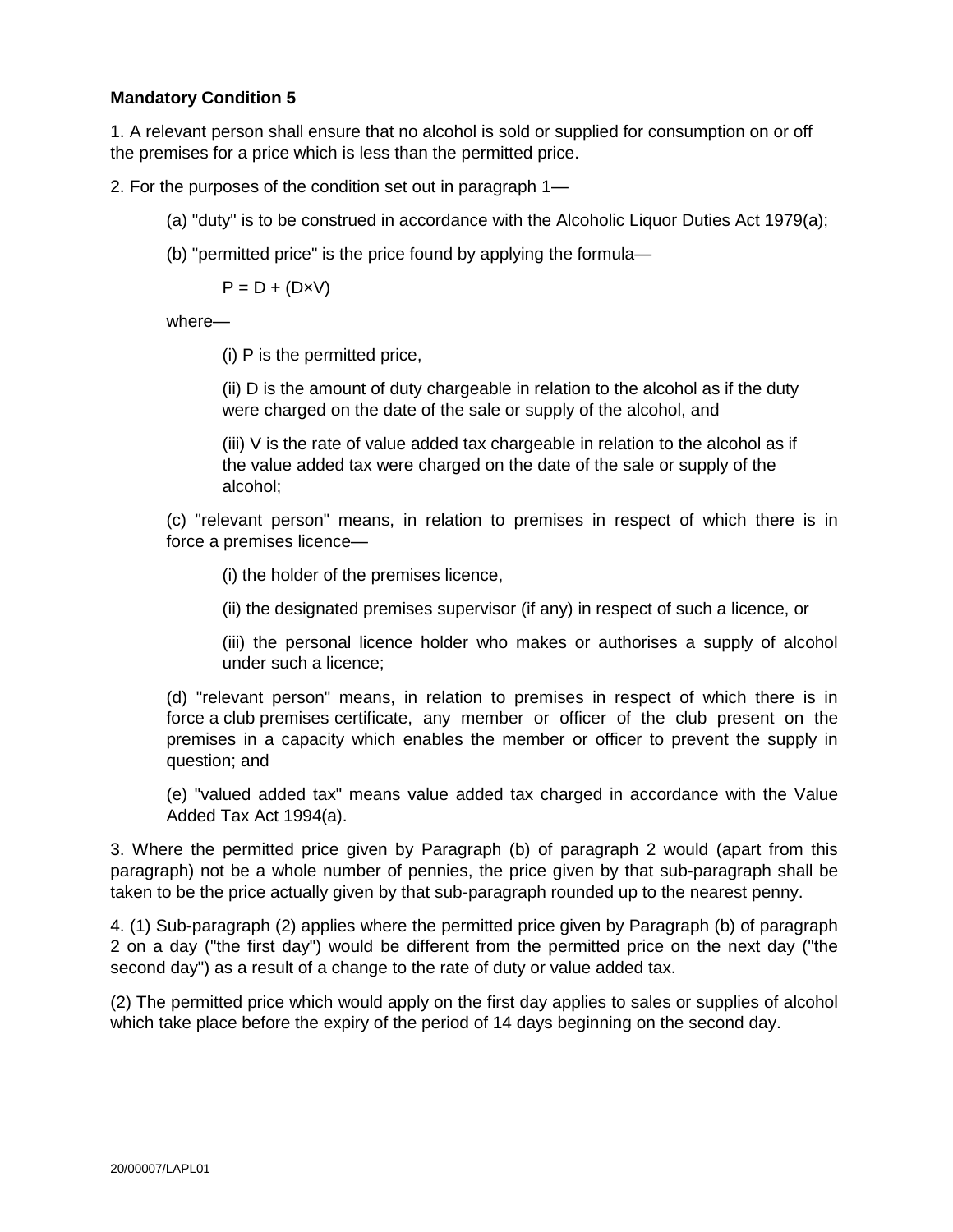**Mandatory Condition 5**

1. A relevant person shall ensure that no alcohol is sold or supplied for consumption on or off the premises for a price which is less than the permitted price.

2. For the purposes of the condition set out in paragraph 1—

(a) "duty" is to be construed in accordance with the Alcoholic Liquor Duties Act 1979(a);

(b) "permitted price" is the price found by applying the formula—

$$P = D + (D \times V)$$

where—

(i) P is the permitted price,

(ii) D is the amount of duty chargeable in relation to the alcohol as if the duty were charged on the date of the sale or supply of the alcohol, and

(iii) V is the rate of value added tax chargeable in relation to the alcohol as if the value added tax were charged on the date of the sale or supply of the alcohol;

(c) "relevant person" means, in relation to premises in respect of which there is in force a premises licence—

(i) the holder of the premises licence,

(ii) the designated premises supervisor (if any) in respect of such a licence, or

(iii) the personal licence holder who makes or authorises a supply of alcohol under such a licence;

(d) "relevant person" means, in relation to premises in respect of which there is in force a club premises certificate, any member or officer of the club present on the premises in a capacity which enables the member or officer to prevent the supply in question; and

(e) "valued added tax" means value added tax charged in accordance with the Value Added Tax Act 1994(a).

3. Where the permitted price given by Paragraph (b) of paragraph 2 would (apart from this paragraph) not be a whole number of pennies, the price given by that sub-paragraph shall be taken to be the price actually given by that sub-paragraph rounded up to the nearest penny.

4. (1) Sub-paragraph (2) applies where the permitted price given by Paragraph (b) of paragraph 2 on a day ("the first day") would be different from the permitted price on the next day ("the second day") as a result of a change to the rate of duty or value added tax.

(2) The permitted price which would apply on the first day applies to sales or supplies of alcohol which take place before the expiry of the period of 14 days beginning on the second day.

20/00007/LAPL01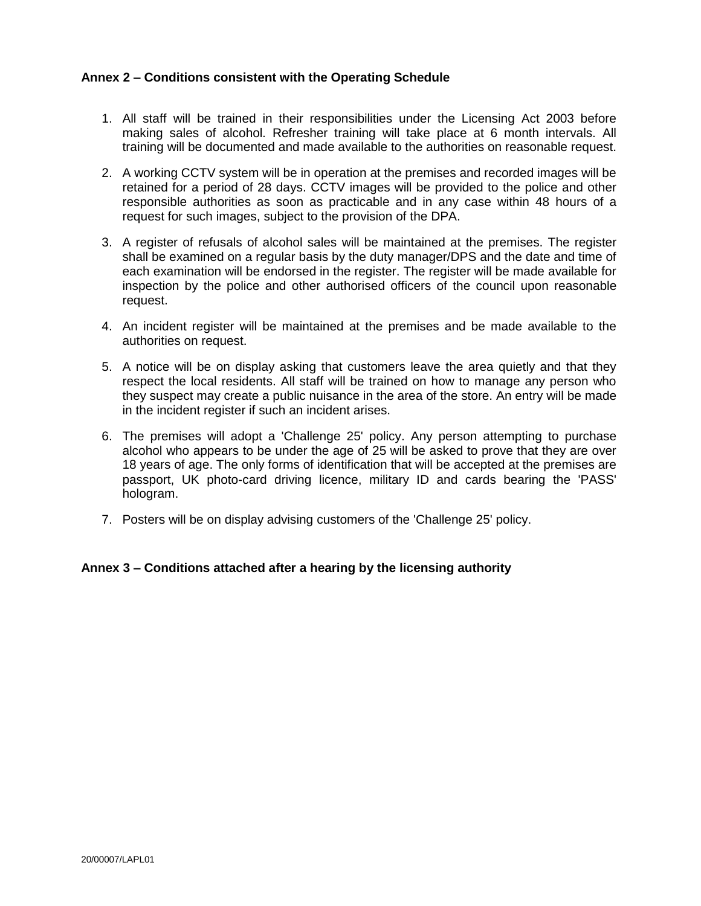### Annex 2 – Conditions consistent with the Operating Schedule

1. All staff will be trained in their responsibilities under the Licensing Act 2003 before making sales of alcohol. Refresher training will take place at 6 month intervals. All training will be documented and made available to the authorities on reasonable request.

2. A working CCTV system will be in operation at the premises and recorded images will be retained for a period of 28 days. CCTV images will be provided to the police and other responsible authorities as soon as practicable and in any case within 48 hours of a request for such images, subject to the provision of the DPA.

3. A register of refusals of alcohol sales will be maintained at the premises. The register shall be examined on a regular basis by the duty manager/DPS and the date and time of each examination will be endorsed in the register. The register will be made available for inspection by the police and other authorised officers of the council upon reasonable request.

4. An incident register will be maintained at the premises and be made available to the authorities on request.

5. A notice will be on display asking that customers leave the area quietly and that they respect the local residents. All staff will be trained on how to manage any person who they suspect may create a public nuisance in the area of the store. An entry will be made in the incident register if such an incident arises.

6. The premises will adopt a 'Challenge 25' policy. Any person attempting to purchase alcohol who appears to be under the age of 25 will be asked to prove that they are over 18 years of age. The only forms of identification that will be accepted at the premises are passport, UK photo-card driving licence, military ID and cards bearing the 'PASS' hologram.

7. Posters will be on display advising customers of the 'Challenge 25' policy.

### Annex 3 – Conditions attached after a hearing by the licensing authority

20/00007/LAPL01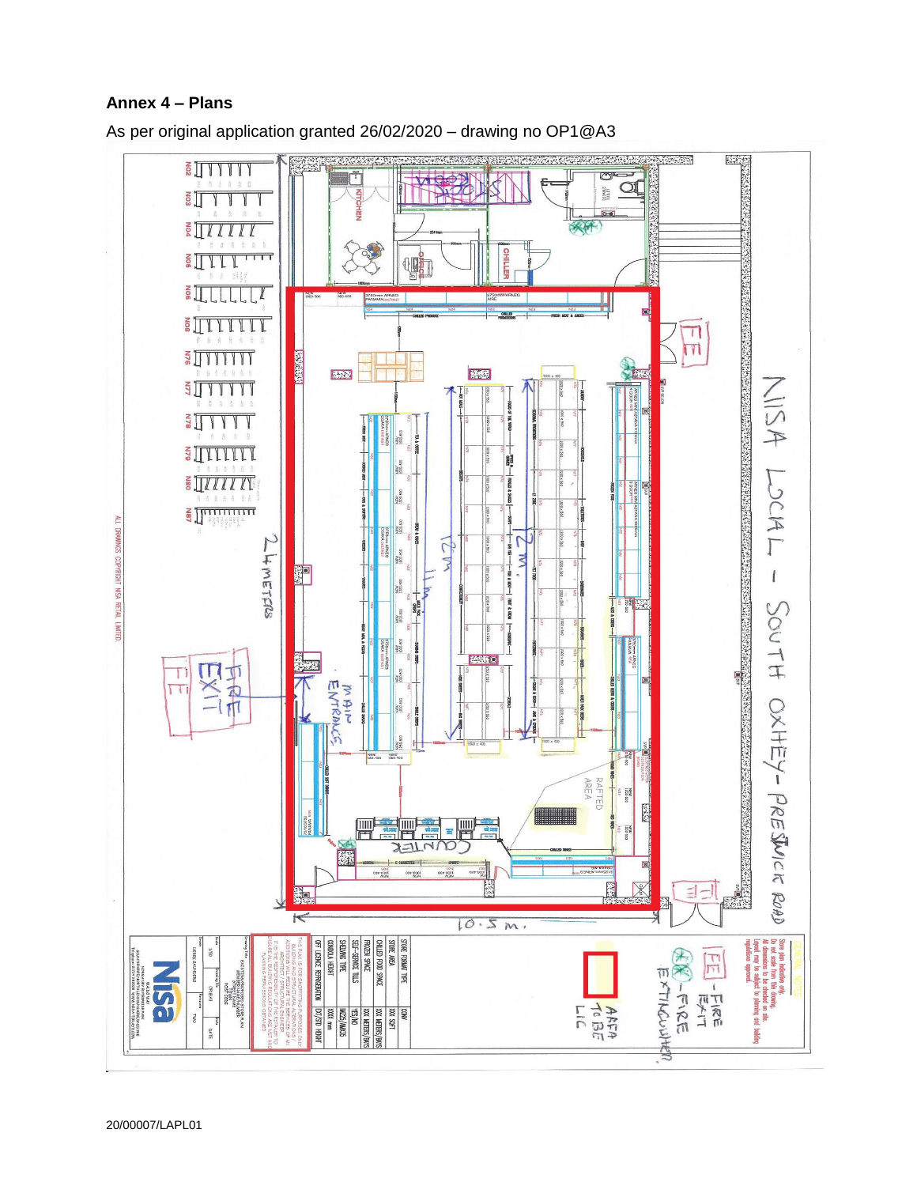## Annex 4 – Plans

As per original application granted 26/02/2020 – drawing no OP1@A3

NISA LOCAL – SOUTH OXHEY – PRESTWICK ROAD

24 METERS

10.5 m.

12 m

11 m

MAIN ENTRANCE

FIRE EXIT

COUNTER

KITCHEN

OFFICE

CHILLER

RAFTED AREA

FE – FIRE EXIT

FIRE EXTINGUISHER

AREA TO BE LIC

ALL DRAWINGS COPYRIGHT NISA RETAIL LIMITED

| STORE FORMAT TYPE | CONV |
|---|---|
| STORE AREA | XXX SQFT |
| CHILLED FOOD SPACE | XXX METERS/BAYS |
| FROZEN SPACE | XXX METERS/BAYS |
| SELF-SERVICE TILLS | YES/NO |
| SHELVING TYPE | MADIX/MAXUS |
| GONDOLA HEIGHT | XXXX mm |
| OFF LICENCE REFRIGERATION | EXT/STD HEIGHT |

20/00007/LAPL01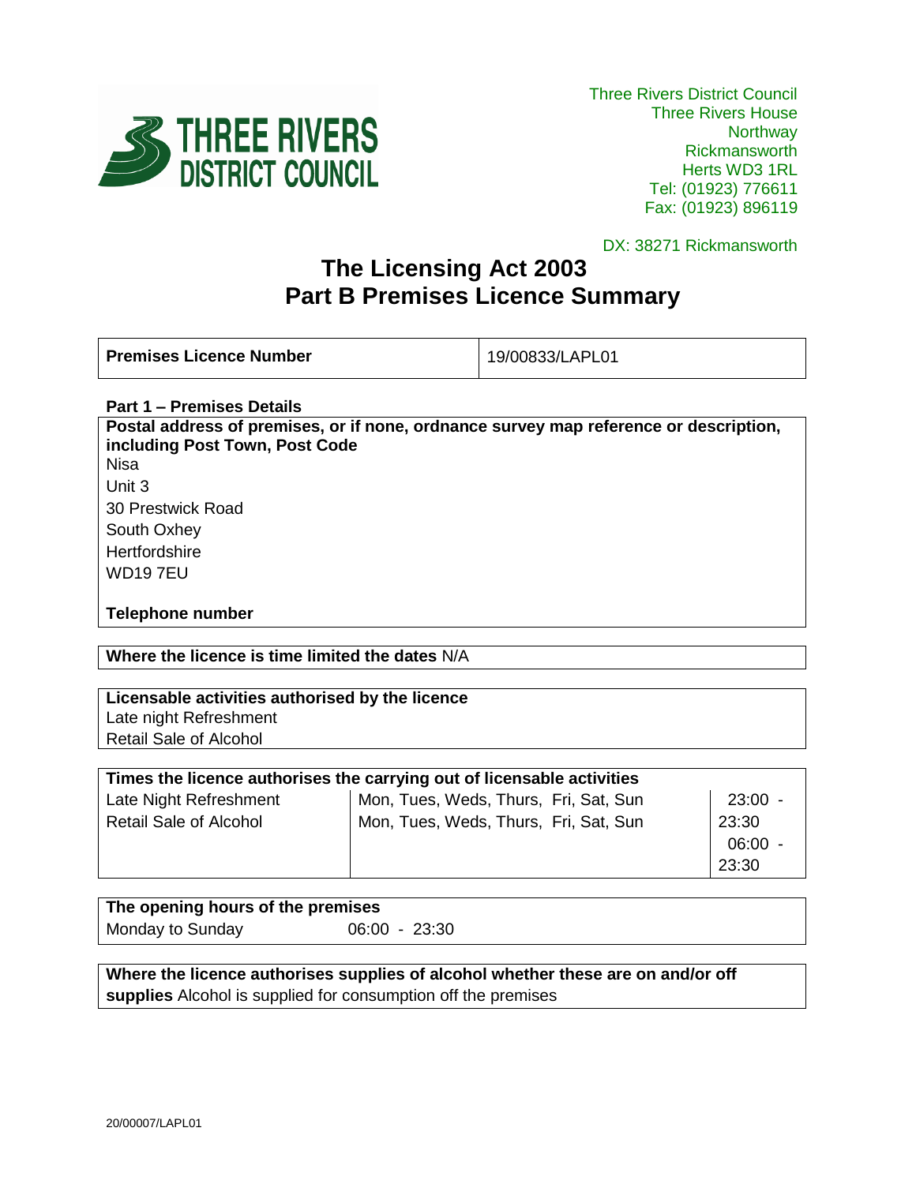Three Rivers District Council
Three Rivers House
Northway
Rickmansworth
Herts WD3 1RL
Tel: (01923) 776611
Fax: (01923) 896119

DX: 38271 Rickmansworth

# The Licensing Act 2003
# Part B Premises Licence Summary

| **Premises Licence Number** | 19/00833/LAPL01 |
|---|---|

**Part 1 – Premises Details**

**Postal address of premises, or if none, ordnance survey map reference or description, including Post Town, Post Code**

Nisa
Unit 3
30 Prestwick Road
South Oxhey
Hertfordshire
WD19 7EU

**Telephone number**

**Where the licence is time limited the dates** N/A

**Licensable activities authorised by the licence**

Late night Refreshment
Retail Sale of Alcohol

| **Times the licence authorises the carrying out of licensable activities** | | |
|---|---|---|
| Late Night Refreshment | Mon, Tues, Weds, Thurs, Fri, Sat, Sun | 23:00 - 23:30 |
| Retail Sale of Alcohol | Mon, Tues, Weds, Thurs, Fri, Sat, Sun | 06:00 - 23:30 |

| **The opening hours of the premises** | |
|---|---|
| Monday to Sunday | 06:00 - 23:30 |

**Where the licence authorises supplies of alcohol whether these are on and/or off supplies** Alcohol is supplied for consumption off the premises

20/00007/LAPL01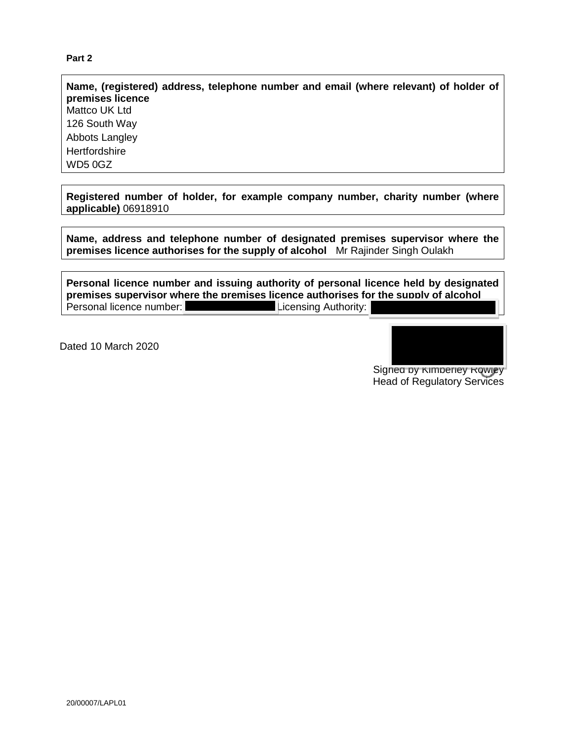**Part 2**

**Name, (registered) address, telephone number and email (where relevant) of holder of premises licence**
Mattco UK Ltd
126 South Way
Abbots Langley
Hertfordshire
WD5 0GZ

**Registered number of holder, for example company number, charity number (where applicable)** 06918910

**Name, address and telephone number of designated premises supervisor where the premises licence authorises for the supply of alcohol** Mr Rajinder Singh Oulakh

**Personal licence number and issuing authority of personal licence held by designated premises supervisor where the premises licence authorises for the supply of alcohol**
Personal licence number: [redacted] Licensing Authority: [redacted]

Dated 10 March 2020

[redacted]

Signed by Kimberley Rowley
Head of Regulatory Services

20/00007/LAPL01